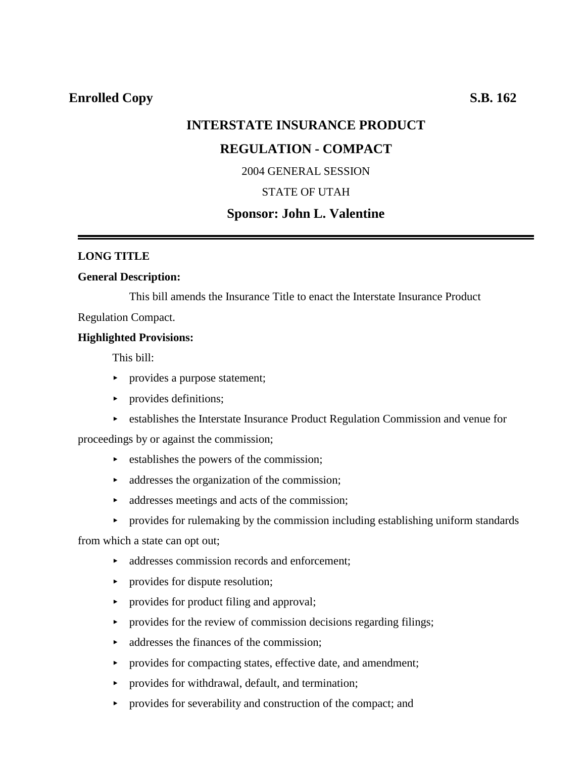**Enrolled Copy** **S.B. 162**

# INTERSTATE INSURANCE PRODUCT REGULATION - COMPACT

2004 GENERAL SESSION

STATE OF UTAH

**Sponsor: John L. Valentine**

---

**LONG TITLE**

**General Description:**

This bill amends the Insurance Title to enact the Interstate Insurance Product Regulation Compact.

**Highlighted Provisions:**

This bill:

- provides a purpose statement;
- provides definitions;
- establishes the Interstate Insurance Product Regulation Commission and venue for proceedings by or against the commission;
- establishes the powers of the commission;
- addresses the organization of the commission;
- addresses meetings and acts of the commission;
- provides for rulemaking by the commission including establishing uniform standards from which a state can opt out;
- addresses commission records and enforcement;
- provides for dispute resolution;
- provides for product filing and approval;
- provides for the review of commission decisions regarding filings;
- addresses the finances of the commission;
- provides for compacting states, effective date, and amendment;
- provides for withdrawal, default, and termination;
- provides for severability and construction of the compact; and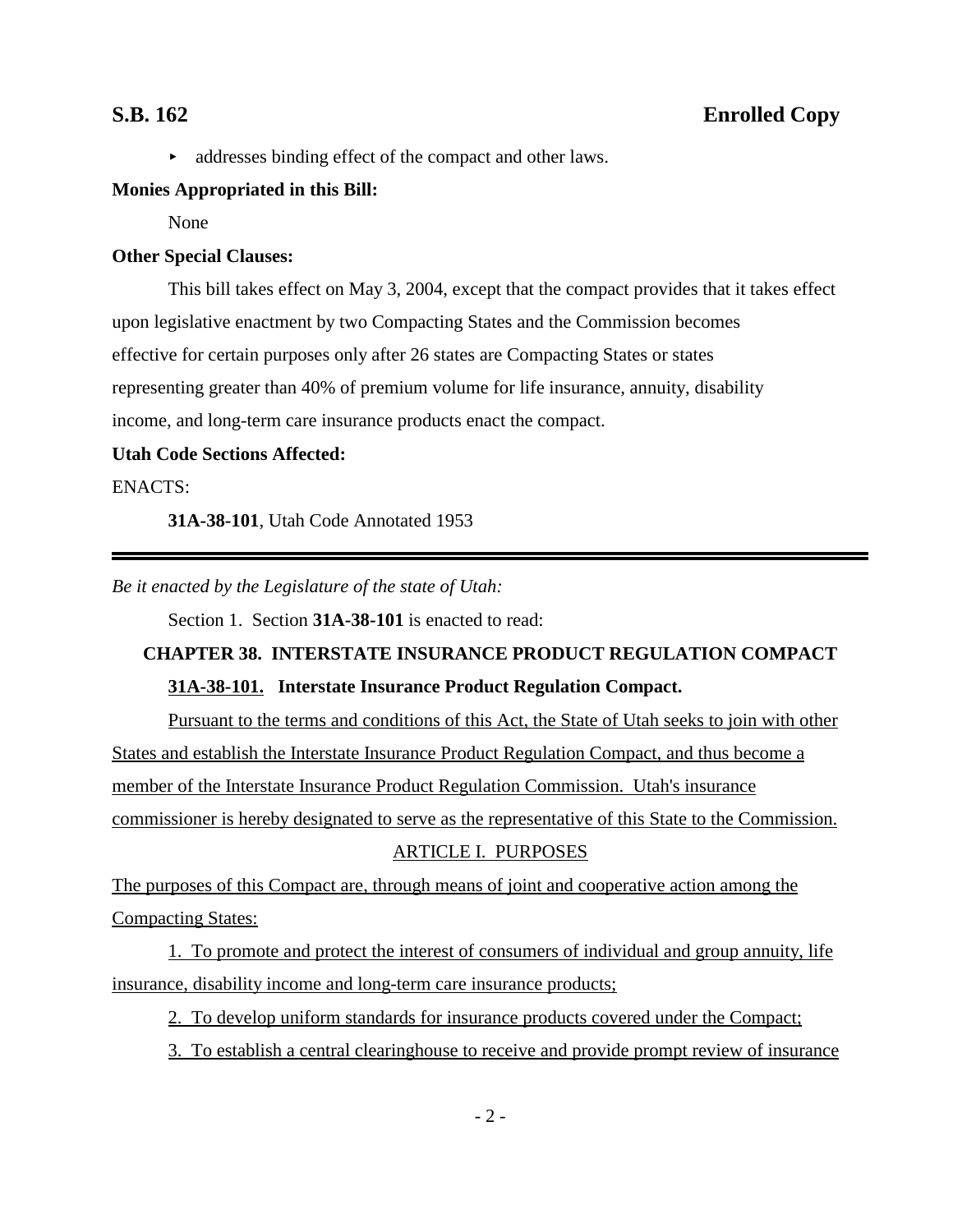- addresses binding effect of the compact and other laws.

**Monies Appropriated in this Bill:**

None

**Other Special Clauses:**

This bill takes effect on May 3, 2004, except that the compact provides that it takes effect upon legislative enactment by two Compacting States and the Commission becomes effective for certain purposes only after 26 states are Compacting States or states representing greater than 40% of premium volume for life insurance, annuity, disability income, and long-term care insurance products enact the compact.

**Utah Code Sections Affected:**

ENACTS:

**31A-38-101**, Utah Code Annotated 1953

---

*Be it enacted by the Legislature of the state of Utah:*

Section 1. Section **31A-38-101** is enacted to read:

**CHAPTER 38. INTERSTATE INSURANCE PRODUCT REGULATION COMPACT**

**31A-38-101. Interstate Insurance Product Regulation Compact.**

Pursuant to the terms and conditions of this Act, the State of Utah seeks to join with other States and establish the Interstate Insurance Product Regulation Compact, and thus become a member of the Interstate Insurance Product Regulation Commission. Utah's insurance commissioner is hereby designated to serve as the representative of this State to the Commission.

ARTICLE I. PURPOSES

The purposes of this Compact are, through means of joint and cooperative action among the Compacting States:

1. To promote and protect the interest of consumers of individual and group annuity, life insurance, disability income and long-term care insurance products;

2. To develop uniform standards for insurance products covered under the Compact;

3. To establish a central clearinghouse to receive and provide prompt review of insurance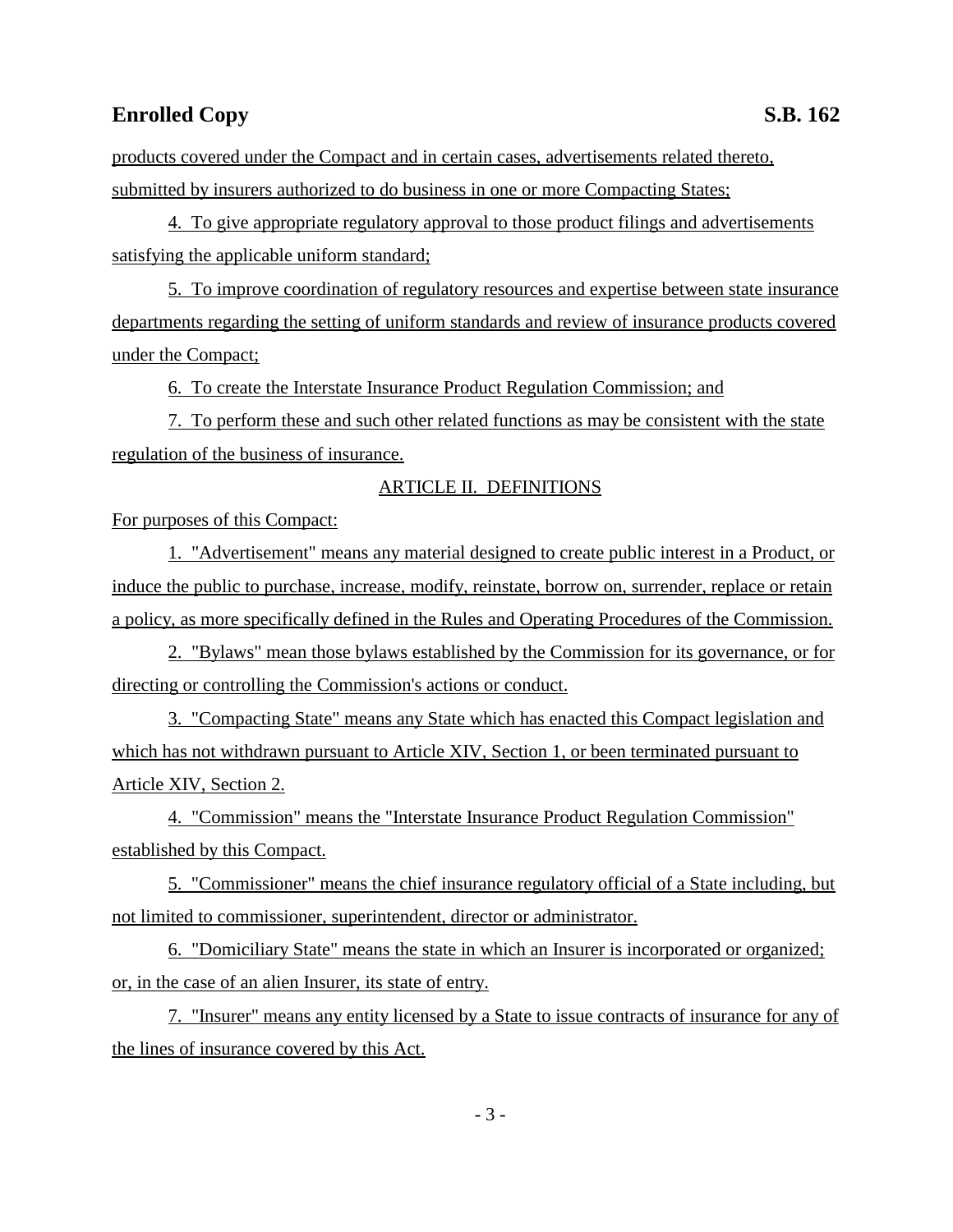products covered under the Compact and in certain cases, advertisements related thereto, submitted by insurers authorized to do business in one or more Compacting States;

4. To give appropriate regulatory approval to those product filings and advertisements satisfying the applicable uniform standard;

5. To improve coordination of regulatory resources and expertise between state insurance departments regarding the setting of uniform standards and review of insurance products covered under the Compact;

6. To create the Interstate Insurance Product Regulation Commission; and

7. To perform these and such other related functions as may be consistent with the state regulation of the business of insurance.

ARTICLE II. DEFINITIONS

For purposes of this Compact:

1. "Advertisement" means any material designed to create public interest in a Product, or induce the public to purchase, increase, modify, reinstate, borrow on, surrender, replace or retain a policy, as more specifically defined in the Rules and Operating Procedures of the Commission.

2. "Bylaws" mean those bylaws established by the Commission for its governance, or for directing or controlling the Commission's actions or conduct.

3. "Compacting State" means any State which has enacted this Compact legislation and which has not withdrawn pursuant to Article XIV, Section 1, or been terminated pursuant to Article XIV, Section 2.

4. "Commission" means the "Interstate Insurance Product Regulation Commission" established by this Compact.

5. "Commissioner" means the chief insurance regulatory official of a State including, but not limited to commissioner, superintendent, director or administrator.

6. "Domiciliary State" means the state in which an Insurer is incorporated or organized; or, in the case of an alien Insurer, its state of entry.

7. "Insurer" means any entity licensed by a State to issue contracts of insurance for any of the lines of insurance covered by this Act.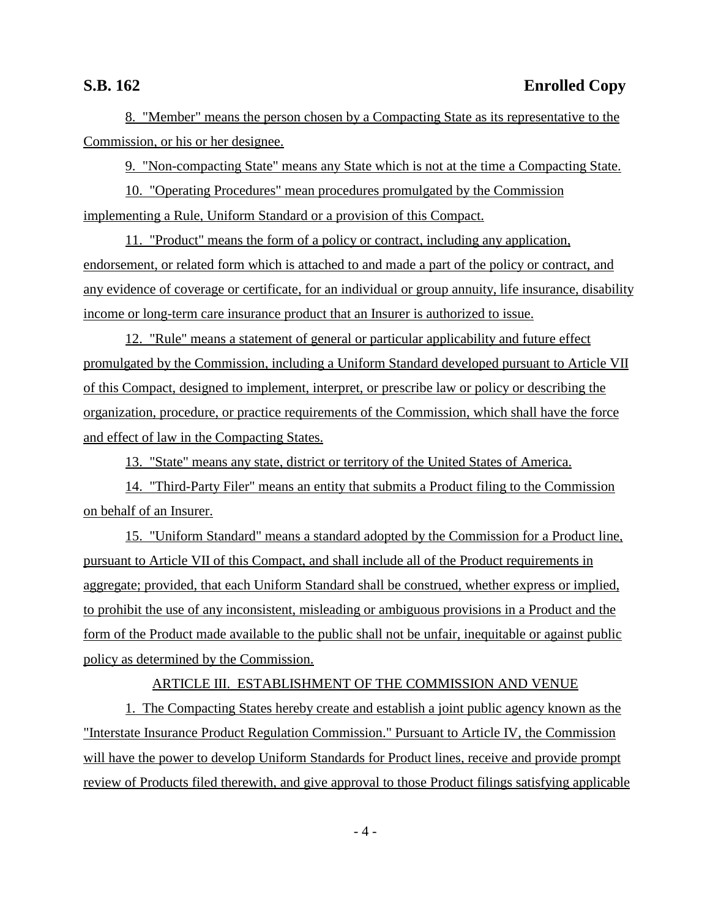8. "Member" means the person chosen by a Compacting State as its representative to the Commission, or his or her designee.

9. "Non-compacting State" means any State which is not at the time a Compacting State.

10. "Operating Procedures" mean procedures promulgated by the Commission implementing a Rule, Uniform Standard or a provision of this Compact.

11. "Product" means the form of a policy or contract, including any application, endorsement, or related form which is attached to and made a part of the policy or contract, and any evidence of coverage or certificate, for an individual or group annuity, life insurance, disability income or long-term care insurance product that an Insurer is authorized to issue.

12. "Rule" means a statement of general or particular applicability and future effect promulgated by the Commission, including a Uniform Standard developed pursuant to Article VII of this Compact, designed to implement, interpret, or prescribe law or policy or describing the organization, procedure, or practice requirements of the Commission, which shall have the force and effect of law in the Compacting States.

13. "State" means any state, district or territory of the United States of America.

14. "Third-Party Filer" means an entity that submits a Product filing to the Commission on behalf of an Insurer.

15. "Uniform Standard" means a standard adopted by the Commission for a Product line, pursuant to Article VII of this Compact, and shall include all of the Product requirements in aggregate; provided, that each Uniform Standard shall be construed, whether express or implied, to prohibit the use of any inconsistent, misleading or ambiguous provisions in a Product and the form of the Product made available to the public shall not be unfair, inequitable or against public policy as determined by the Commission.

ARTICLE III. ESTABLISHMENT OF THE COMMISSION AND VENUE

1. The Compacting States hereby create and establish a joint public agency known as the "Interstate Insurance Product Regulation Commission." Pursuant to Article IV, the Commission will have the power to develop Uniform Standards for Product lines, receive and provide prompt review of Products filed therewith, and give approval to those Product filings satisfying applicable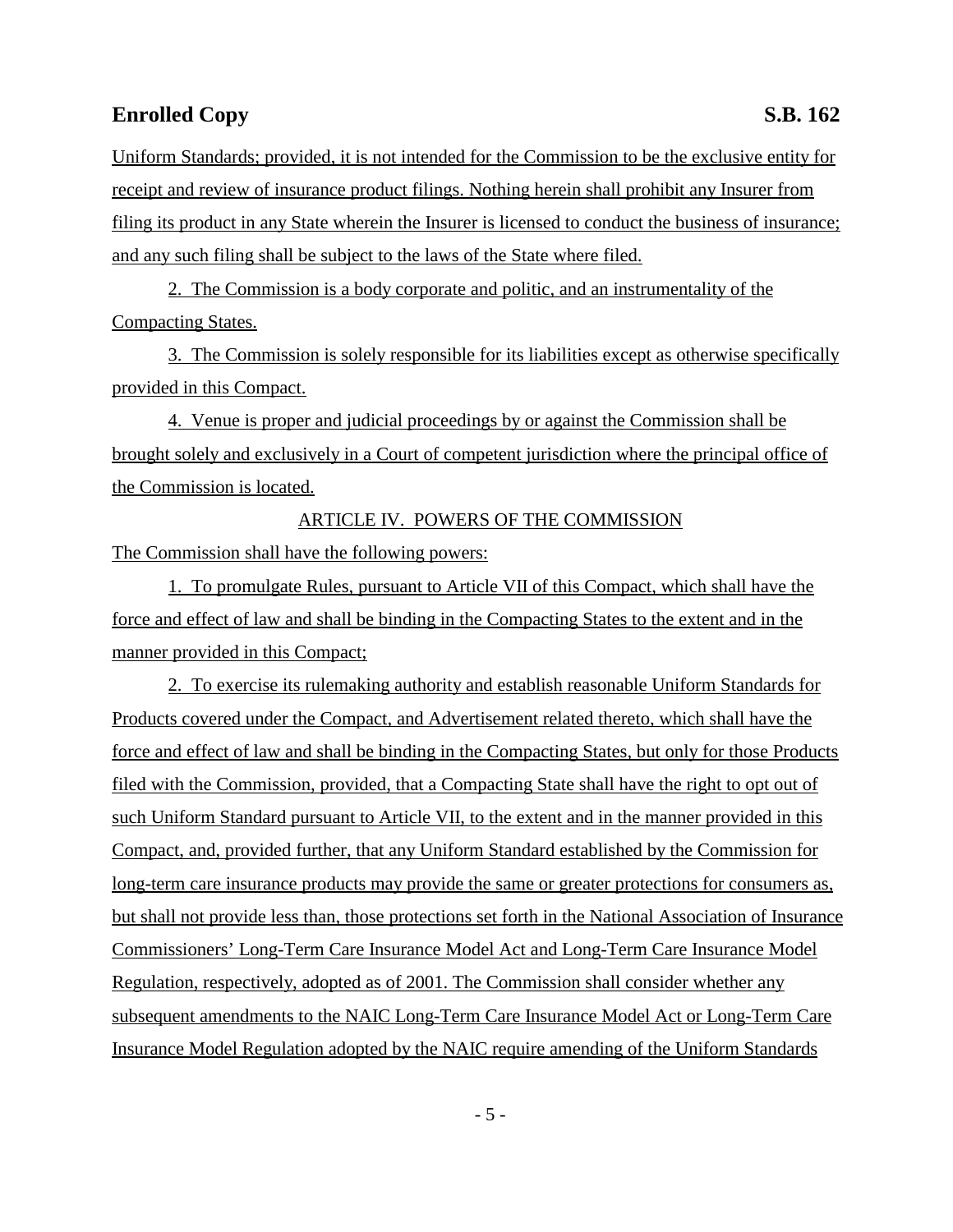Uniform Standards; provided, it is not intended for the Commission to be the exclusive entity for receipt and review of insurance product filings. Nothing herein shall prohibit any Insurer from filing its product in any State wherein the Insurer is licensed to conduct the business of insurance; and any such filing shall be subject to the laws of the State where filed.

2. The Commission is a body corporate and politic, and an instrumentality of the Compacting States.

3. The Commission is solely responsible for its liabilities except as otherwise specifically provided in this Compact.

4. Venue is proper and judicial proceedings by or against the Commission shall be brought solely and exclusively in a Court of competent jurisdiction where the principal office of the Commission is located.

## ARTICLE IV. POWERS OF THE COMMISSION

The Commission shall have the following powers:

1. To promulgate Rules, pursuant to Article VII of this Compact, which shall have the force and effect of law and shall be binding in the Compacting States to the extent and in the manner provided in this Compact;

2. To exercise its rulemaking authority and establish reasonable Uniform Standards for Products covered under the Compact, and Advertisement related thereto, which shall have the force and effect of law and shall be binding in the Compacting States, but only for those Products filed with the Commission, provided, that a Compacting State shall have the right to opt out of such Uniform Standard pursuant to Article VII, to the extent and in the manner provided in this Compact, and, provided further, that any Uniform Standard established by the Commission for long-term care insurance products may provide the same or greater protections for consumers as, but shall not provide less than, those protections set forth in the National Association of Insurance Commissioners' Long-Term Care Insurance Model Act and Long-Term Care Insurance Model Regulation, respectively, adopted as of 2001. The Commission shall consider whether any subsequent amendments to the NAIC Long-Term Care Insurance Model Act or Long-Term Care Insurance Model Regulation adopted by the NAIC require amending of the Uniform Standards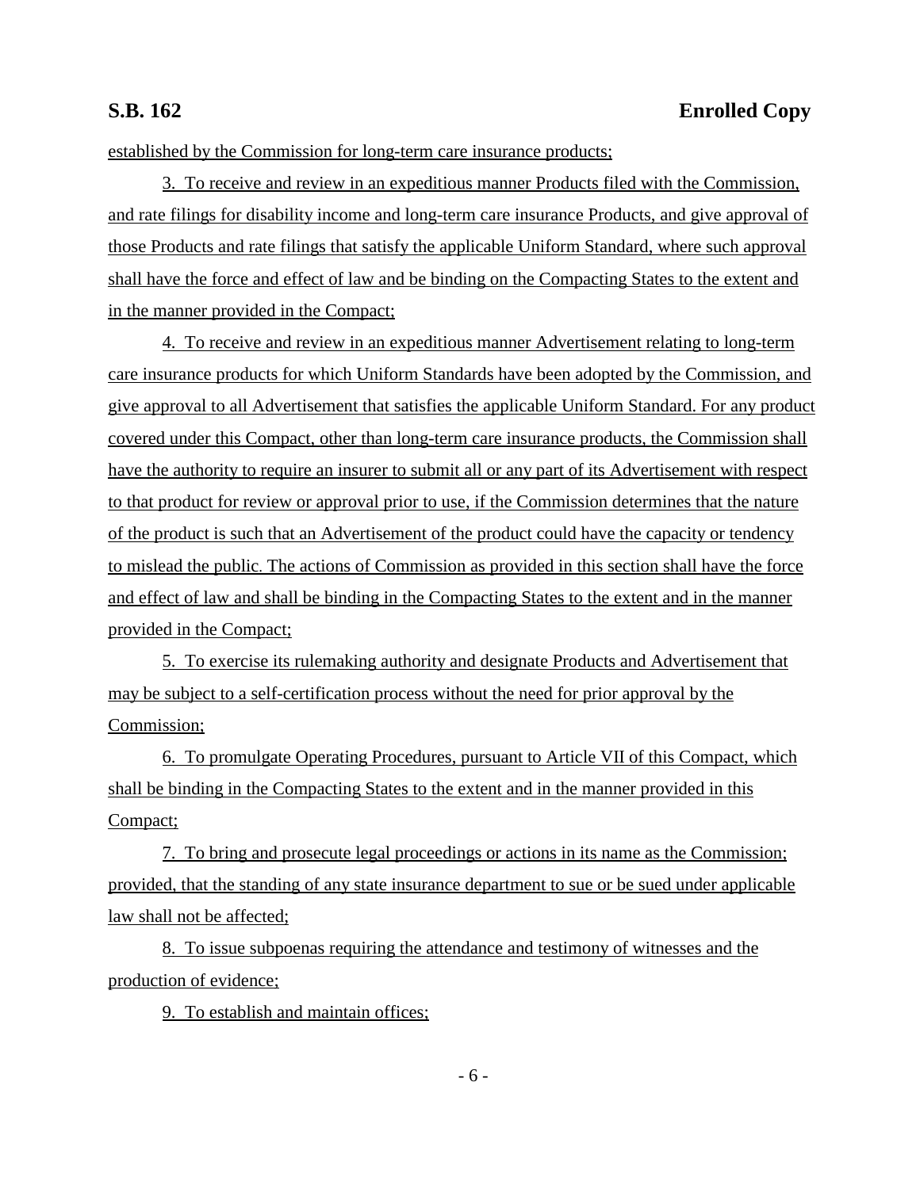established by the Commission for long-term care insurance products;

3. To receive and review in an expeditious manner Products filed with the Commission, and rate filings for disability income and long-term care insurance Products, and give approval of those Products and rate filings that satisfy the applicable Uniform Standard, where such approval shall have the force and effect of law and be binding on the Compacting States to the extent and in the manner provided in the Compact;

4. To receive and review in an expeditious manner Advertisement relating to long-term care insurance products for which Uniform Standards have been adopted by the Commission, and give approval to all Advertisement that satisfies the applicable Uniform Standard. For any product covered under this Compact, other than long-term care insurance products, the Commission shall have the authority to require an insurer to submit all or any part of its Advertisement with respect to that product for review or approval prior to use, if the Commission determines that the nature of the product is such that an Advertisement of the product could have the capacity or tendency to mislead the public. The actions of Commission as provided in this section shall have the force and effect of law and shall be binding in the Compacting States to the extent and in the manner provided in the Compact;

5. To exercise its rulemaking authority and designate Products and Advertisement that may be subject to a self-certification process without the need for prior approval by the Commission;

6. To promulgate Operating Procedures, pursuant to Article VII of this Compact, which shall be binding in the Compacting States to the extent and in the manner provided in this Compact;

7. To bring and prosecute legal proceedings or actions in its name as the Commission; provided, that the standing of any state insurance department to sue or be sued under applicable law shall not be affected;

8. To issue subpoenas requiring the attendance and testimony of witnesses and the production of evidence;

9. To establish and maintain offices;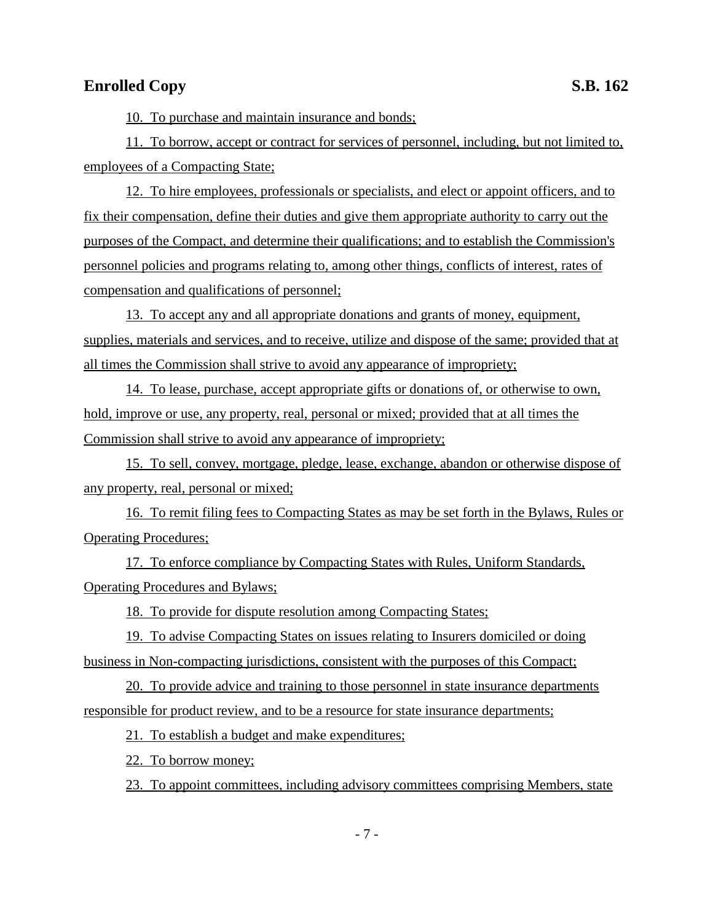10. To purchase and maintain insurance and bonds;

11. To borrow, accept or contract for services of personnel, including, but not limited to, employees of a Compacting State;

12. To hire employees, professionals or specialists, and elect or appoint officers, and to fix their compensation, define their duties and give them appropriate authority to carry out the purposes of the Compact, and determine their qualifications; and to establish the Commission's personnel policies and programs relating to, among other things, conflicts of interest, rates of compensation and qualifications of personnel;

13. To accept any and all appropriate donations and grants of money, equipment, supplies, materials and services, and to receive, utilize and dispose of the same; provided that at all times the Commission shall strive to avoid any appearance of impropriety;

14. To lease, purchase, accept appropriate gifts or donations of, or otherwise to own, hold, improve or use, any property, real, personal or mixed; provided that at all times the Commission shall strive to avoid any appearance of impropriety;

15. To sell, convey, mortgage, pledge, lease, exchange, abandon or otherwise dispose of any property, real, personal or mixed;

16. To remit filing fees to Compacting States as may be set forth in the Bylaws, Rules or Operating Procedures;

17. To enforce compliance by Compacting States with Rules, Uniform Standards, Operating Procedures and Bylaws;

18. To provide for dispute resolution among Compacting States;

19. To advise Compacting States on issues relating to Insurers domiciled or doing business in Non-compacting jurisdictions, consistent with the purposes of this Compact;

20. To provide advice and training to those personnel in state insurance departments responsible for product review, and to be a resource for state insurance departments;

21. To establish a budget and make expenditures;

22. To borrow money;

23. To appoint committees, including advisory committees comprising Members, state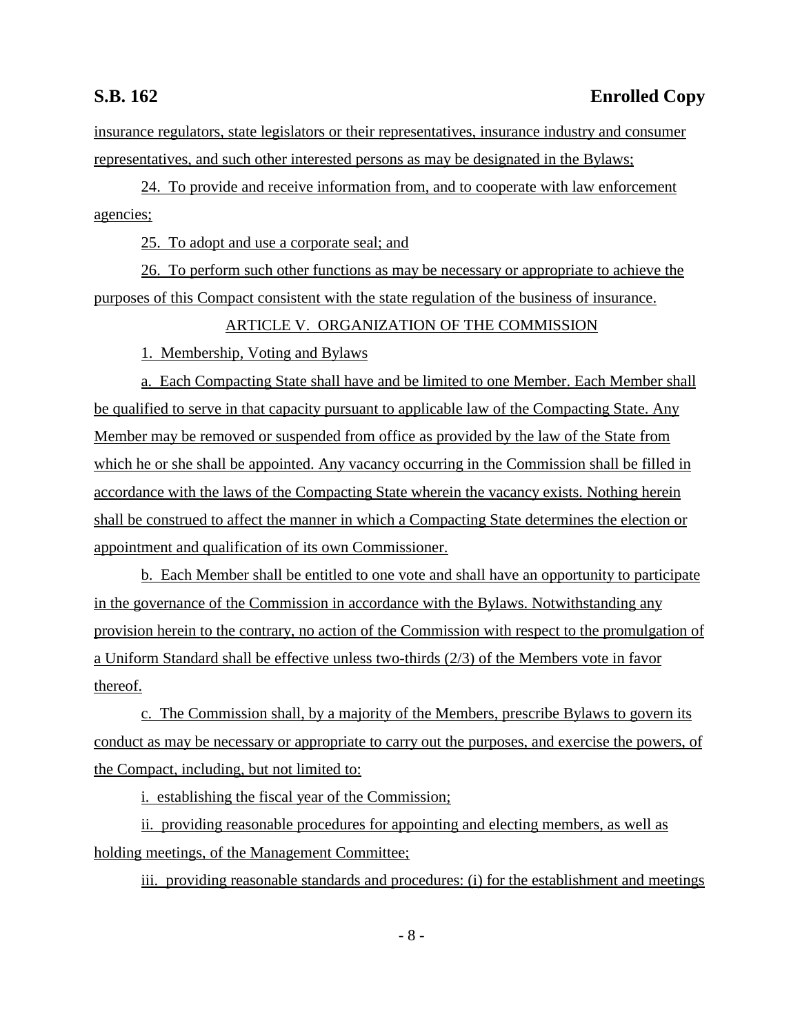insurance regulators, state legislators or their representatives, insurance industry and consumer representatives, and such other interested persons as may be designated in the Bylaws;

24. To provide and receive information from, and to cooperate with law enforcement agencies;

25. To adopt and use a corporate seal; and

26. To perform such other functions as may be necessary or appropriate to achieve the purposes of this Compact consistent with the state regulation of the business of insurance.

ARTICLE V. ORGANIZATION OF THE COMMISSION

1. Membership, Voting and Bylaws

a. Each Compacting State shall have and be limited to one Member. Each Member shall be qualified to serve in that capacity pursuant to applicable law of the Compacting State. Any Member may be removed or suspended from office as provided by the law of the State from which he or she shall be appointed. Any vacancy occurring in the Commission shall be filled in accordance with the laws of the Compacting State wherein the vacancy exists. Nothing herein shall be construed to affect the manner in which a Compacting State determines the election or appointment and qualification of its own Commissioner.

b. Each Member shall be entitled to one vote and shall have an opportunity to participate in the governance of the Commission in accordance with the Bylaws. Notwithstanding any provision herein to the contrary, no action of the Commission with respect to the promulgation of a Uniform Standard shall be effective unless two-thirds (2/3) of the Members vote in favor thereof.

c. The Commission shall, by a majority of the Members, prescribe Bylaws to govern its conduct as may be necessary or appropriate to carry out the purposes, and exercise the powers, of the Compact, including, but not limited to:

i. establishing the fiscal year of the Commission;

ii. providing reasonable procedures for appointing and electing members, as well as holding meetings, of the Management Committee;

iii. providing reasonable standards and procedures: (i) for the establishment and meetings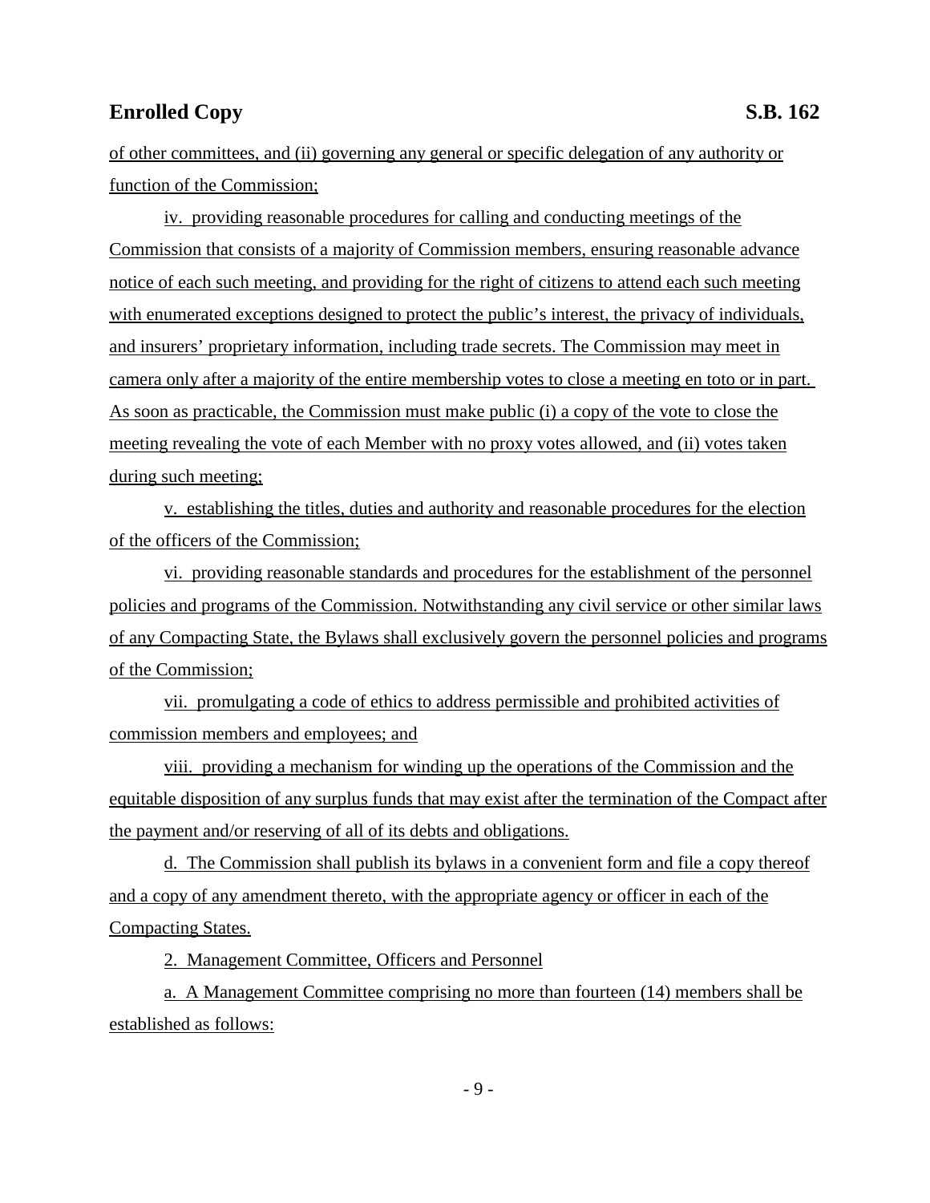of other committees, and (ii) governing any general or specific delegation of any authority or function of the Commission;

iv. providing reasonable procedures for calling and conducting meetings of the Commission that consists of a majority of Commission members, ensuring reasonable advance notice of each such meeting, and providing for the right of citizens to attend each such meeting with enumerated exceptions designed to protect the public's interest, the privacy of individuals, and insurers' proprietary information, including trade secrets. The Commission may meet in camera only after a majority of the entire membership votes to close a meeting en toto or in part. As soon as practicable, the Commission must make public (i) a copy of the vote to close the meeting revealing the vote of each Member with no proxy votes allowed, and (ii) votes taken during such meeting;

v. establishing the titles, duties and authority and reasonable procedures for the election of the officers of the Commission;

vi. providing reasonable standards and procedures for the establishment of the personnel policies and programs of the Commission. Notwithstanding any civil service or other similar laws of any Compacting State, the Bylaws shall exclusively govern the personnel policies and programs of the Commission;

vii. promulgating a code of ethics to address permissible and prohibited activities of commission members and employees; and

viii. providing a mechanism for winding up the operations of the Commission and the equitable disposition of any surplus funds that may exist after the termination of the Compact after the payment and/or reserving of all of its debts and obligations.

d. The Commission shall publish its bylaws in a convenient form and file a copy thereof and a copy of any amendment thereto, with the appropriate agency or officer in each of the Compacting States.

2. Management Committee, Officers and Personnel

a. A Management Committee comprising no more than fourteen (14) members shall be established as follows: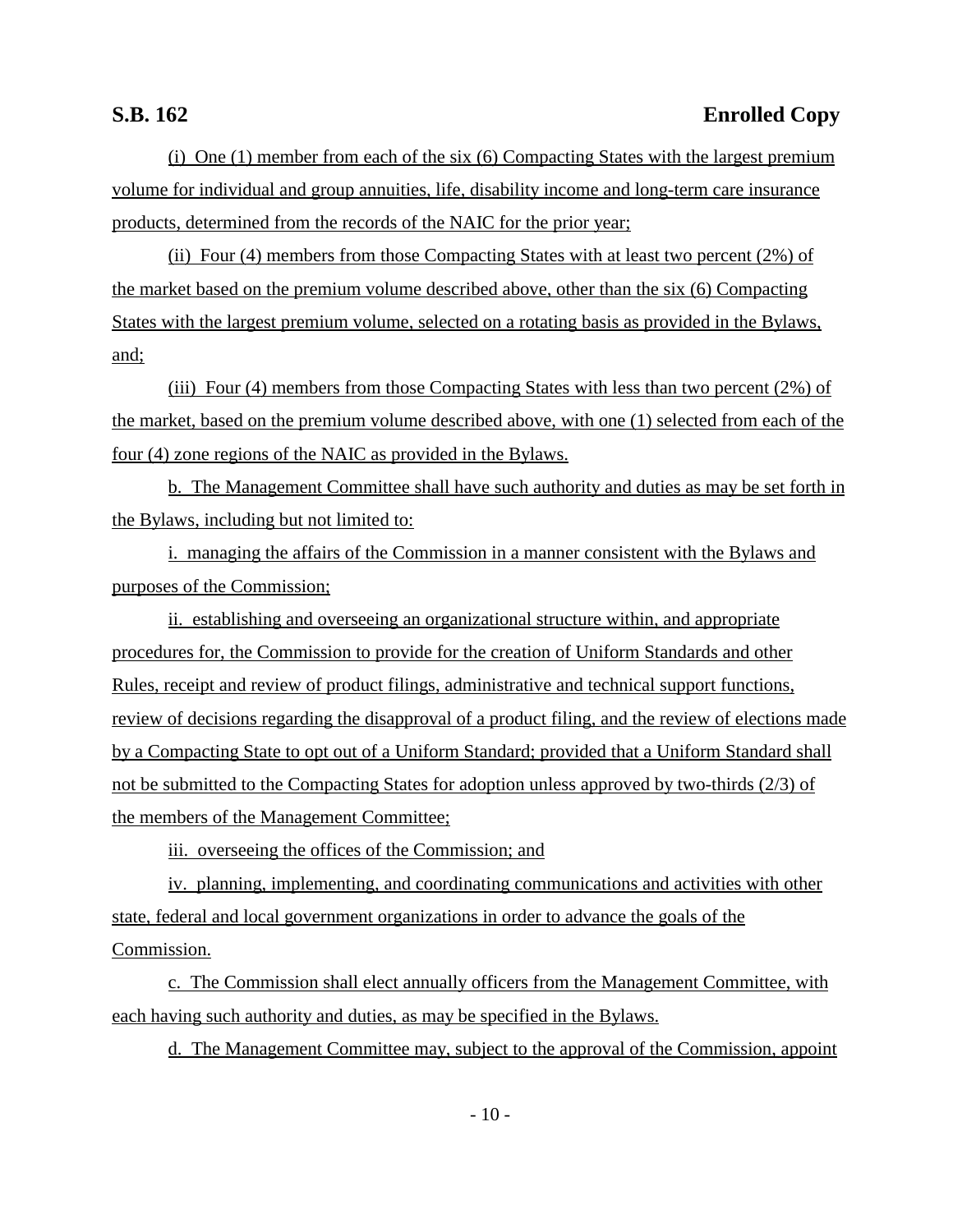(i) One (1) member from each of the six (6) Compacting States with the largest premium volume for individual and group annuities, life, disability income and long-term care insurance products, determined from the records of the NAIC for the prior year;

(ii) Four (4) members from those Compacting States with at least two percent (2%) of the market based on the premium volume described above, other than the six (6) Compacting States with the largest premium volume, selected on a rotating basis as provided in the Bylaws, and;

(iii) Four (4) members from those Compacting States with less than two percent (2%) of the market, based on the premium volume described above, with one (1) selected from each of the four (4) zone regions of the NAIC as provided in the Bylaws.

b. The Management Committee shall have such authority and duties as may be set forth in the Bylaws, including but not limited to:

i. managing the affairs of the Commission in a manner consistent with the Bylaws and purposes of the Commission;

ii. establishing and overseeing an organizational structure within, and appropriate procedures for, the Commission to provide for the creation of Uniform Standards and other Rules, receipt and review of product filings, administrative and technical support functions, review of decisions regarding the disapproval of a product filing, and the review of elections made by a Compacting State to opt out of a Uniform Standard; provided that a Uniform Standard shall not be submitted to the Compacting States for adoption unless approved by two-thirds (2/3) of the members of the Management Committee;

iii. overseeing the offices of the Commission; and

iv. planning, implementing, and coordinating communications and activities with other state, federal and local government organizations in order to advance the goals of the Commission.

c. The Commission shall elect annually officers from the Management Committee, with each having such authority and duties, as may be specified in the Bylaws.

d. The Management Committee may, subject to the approval of the Commission, appoint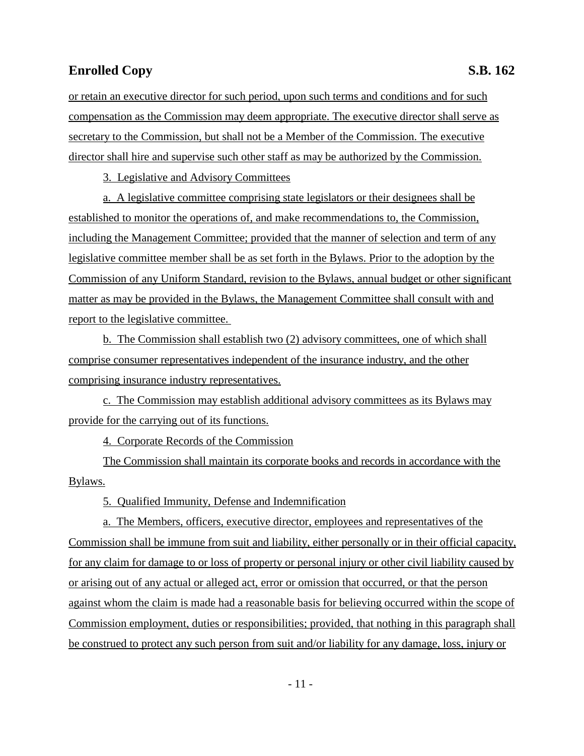or retain an executive director for such period, upon such terms and conditions and for such compensation as the Commission may deem appropriate. The executive director shall serve as secretary to the Commission, but shall not be a Member of the Commission. The executive director shall hire and supervise such other staff as may be authorized by the Commission.

3. Legislative and Advisory Committees

a. A legislative committee comprising state legislators or their designees shall be established to monitor the operations of, and make recommendations to, the Commission, including the Management Committee; provided that the manner of selection and term of any legislative committee member shall be as set forth in the Bylaws. Prior to the adoption by the Commission of any Uniform Standard, revision to the Bylaws, annual budget or other significant matter as may be provided in the Bylaws, the Management Committee shall consult with and report to the legislative committee.

b. The Commission shall establish two (2) advisory committees, one of which shall comprise consumer representatives independent of the insurance industry, and the other comprising insurance industry representatives.

c. The Commission may establish additional advisory committees as its Bylaws may provide for the carrying out of its functions.

4. Corporate Records of the Commission

The Commission shall maintain its corporate books and records in accordance with the Bylaws.

5. Qualified Immunity, Defense and Indemnification

a. The Members, officers, executive director, employees and representatives of the Commission shall be immune from suit and liability, either personally or in their official capacity, for any claim for damage to or loss of property or personal injury or other civil liability caused by or arising out of any actual or alleged act, error or omission that occurred, or that the person against whom the claim is made had a reasonable basis for believing occurred within the scope of Commission employment, duties or responsibilities; provided, that nothing in this paragraph shall be construed to protect any such person from suit and/or liability for any damage, loss, injury or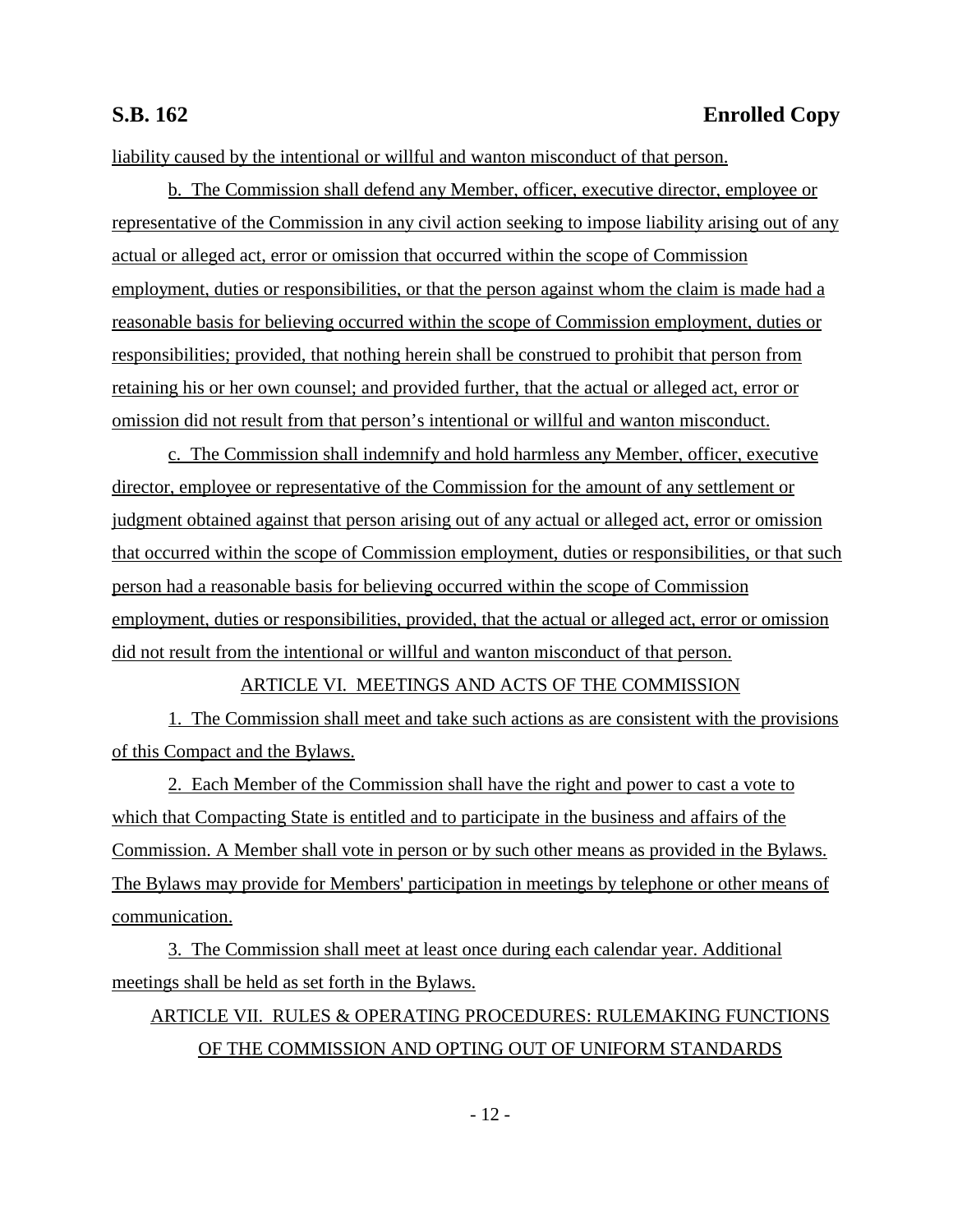liability caused by the intentional or willful and wanton misconduct of that person.

b. The Commission shall defend any Member, officer, executive director, employee or representative of the Commission in any civil action seeking to impose liability arising out of any actual or alleged act, error or omission that occurred within the scope of Commission employment, duties or responsibilities, or that the person against whom the claim is made had a reasonable basis for believing occurred within the scope of Commission employment, duties or responsibilities; provided, that nothing herein shall be construed to prohibit that person from retaining his or her own counsel; and provided further, that the actual or alleged act, error or omission did not result from that person's intentional or willful and wanton misconduct.

c. The Commission shall indemnify and hold harmless any Member, officer, executive director, employee or representative of the Commission for the amount of any settlement or judgment obtained against that person arising out of any actual or alleged act, error or omission that occurred within the scope of Commission employment, duties or responsibilities, or that such person had a reasonable basis for believing occurred within the scope of Commission employment, duties or responsibilities, provided, that the actual or alleged act, error or omission did not result from the intentional or willful and wanton misconduct of that person.

## ARTICLE VI. MEETINGS AND ACTS OF THE COMMISSION

1. The Commission shall meet and take such actions as are consistent with the provisions of this Compact and the Bylaws.

2. Each Member of the Commission shall have the right and power to cast a vote to which that Compacting State is entitled and to participate in the business and affairs of the Commission. A Member shall vote in person or by such other means as provided in the Bylaws. The Bylaws may provide for Members' participation in meetings by telephone or other means of communication.

3. The Commission shall meet at least once during each calendar year. Additional meetings shall be held as set forth in the Bylaws.

## ARTICLE VII. RULES & OPERATING PROCEDURES: RULEMAKING FUNCTIONS OF THE COMMISSION AND OPTING OUT OF UNIFORM STANDARDS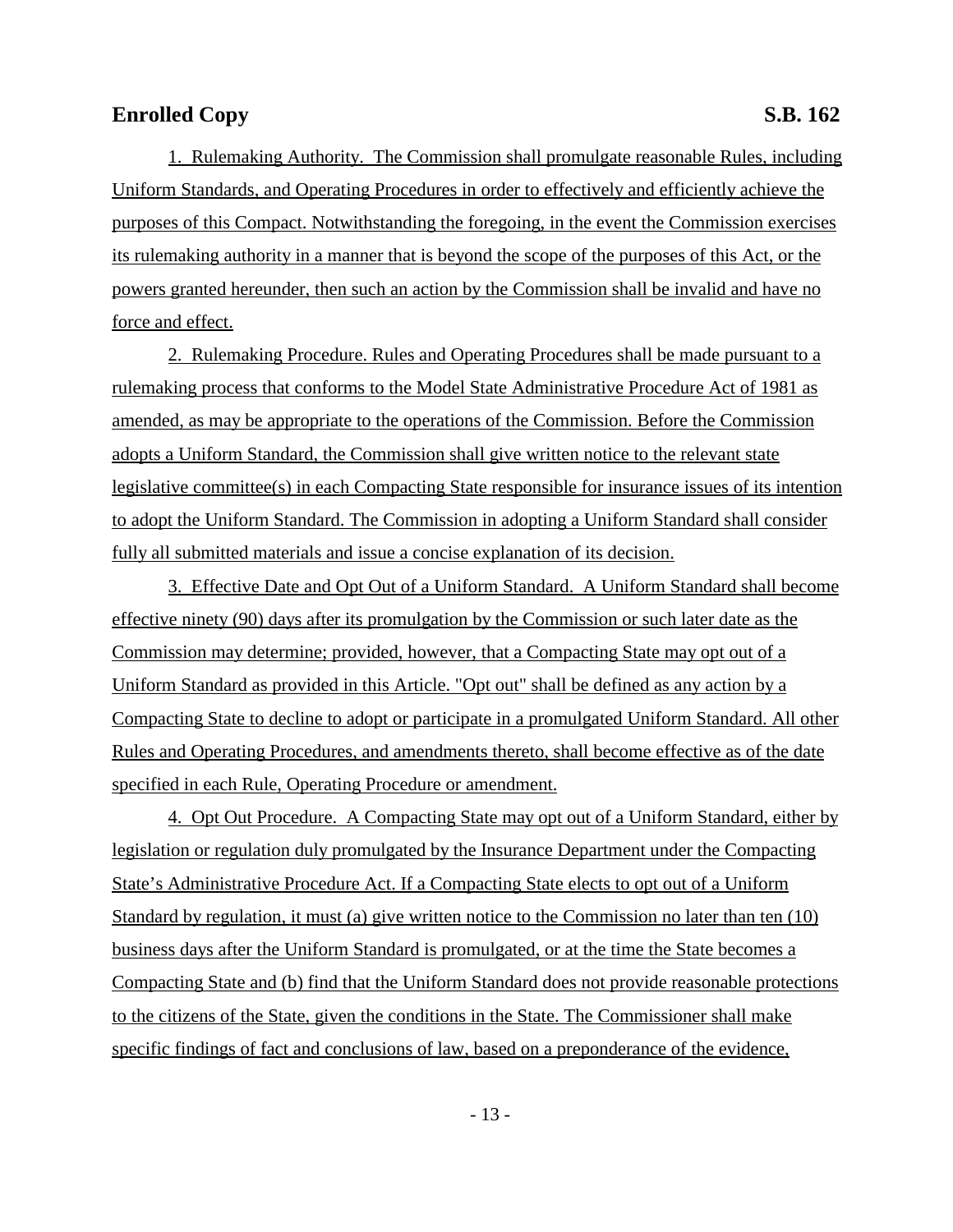1. Rulemaking Authority. The Commission shall promulgate reasonable Rules, including Uniform Standards, and Operating Procedures in order to effectively and efficiently achieve the purposes of this Compact. Notwithstanding the foregoing, in the event the Commission exercises its rulemaking authority in a manner that is beyond the scope of the purposes of this Act, or the powers granted hereunder, then such an action by the Commission shall be invalid and have no force and effect.

2. Rulemaking Procedure. Rules and Operating Procedures shall be made pursuant to a rulemaking process that conforms to the Model State Administrative Procedure Act of 1981 as amended, as may be appropriate to the operations of the Commission. Before the Commission adopts a Uniform Standard, the Commission shall give written notice to the relevant state legislative committee(s) in each Compacting State responsible for insurance issues of its intention to adopt the Uniform Standard. The Commission in adopting a Uniform Standard shall consider fully all submitted materials and issue a concise explanation of its decision.

3. Effective Date and Opt Out of a Uniform Standard. A Uniform Standard shall become effective ninety (90) days after its promulgation by the Commission or such later date as the Commission may determine; provided, however, that a Compacting State may opt out of a Uniform Standard as provided in this Article. "Opt out" shall be defined as any action by a Compacting State to decline to adopt or participate in a promulgated Uniform Standard. All other Rules and Operating Procedures, and amendments thereto, shall become effective as of the date specified in each Rule, Operating Procedure or amendment.

4. Opt Out Procedure. A Compacting State may opt out of a Uniform Standard, either by legislation or regulation duly promulgated by the Insurance Department under the Compacting State's Administrative Procedure Act. If a Compacting State elects to opt out of a Uniform Standard by regulation, it must (a) give written notice to the Commission no later than ten (10) business days after the Uniform Standard is promulgated, or at the time the State becomes a Compacting State and (b) find that the Uniform Standard does not provide reasonable protections to the citizens of the State, given the conditions in the State. The Commissioner shall make specific findings of fact and conclusions of law, based on a preponderance of the evidence,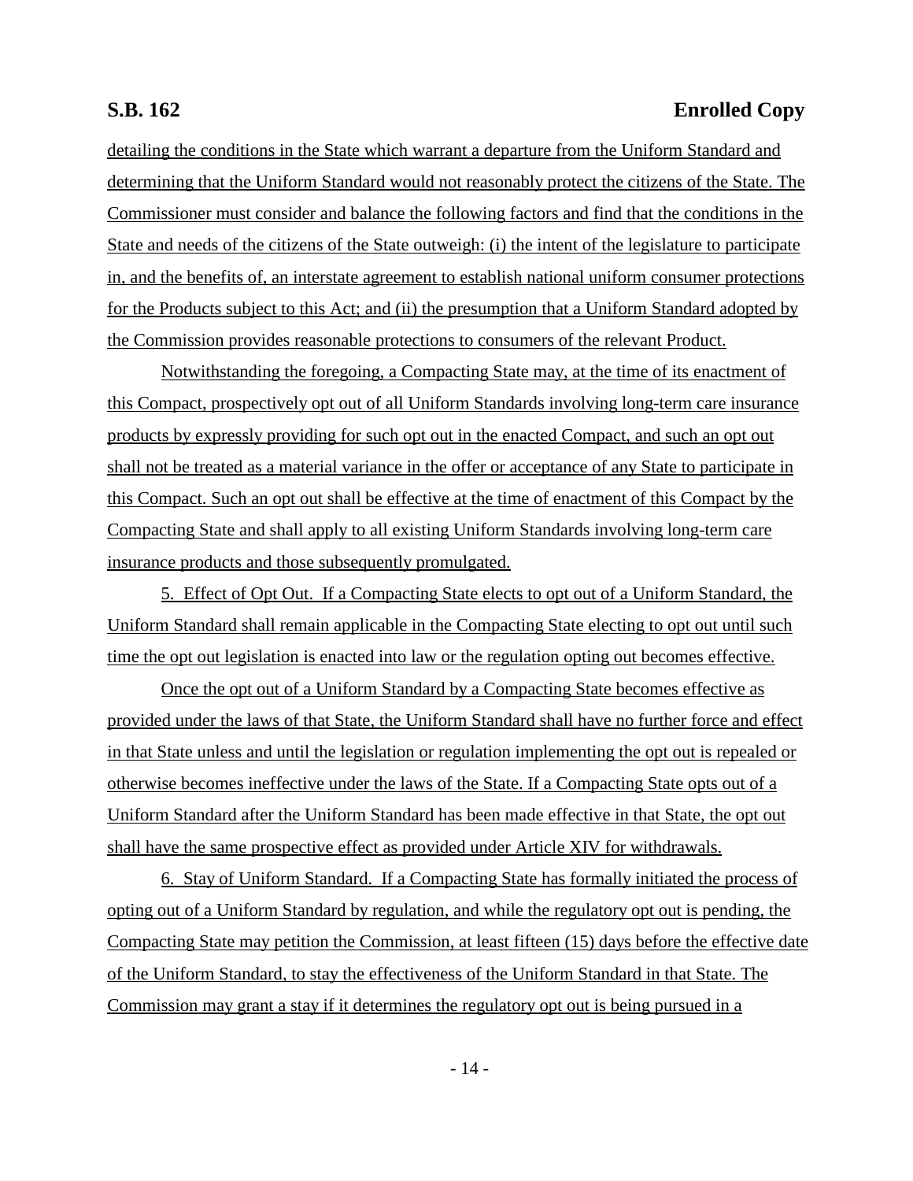detailing the conditions in the State which warrant a departure from the Uniform Standard and determining that the Uniform Standard would not reasonably protect the citizens of the State. The Commissioner must consider and balance the following factors and find that the conditions in the State and needs of the citizens of the State outweigh: (i) the intent of the legislature to participate in, and the benefits of, an interstate agreement to establish national uniform consumer protections for the Products subject to this Act; and (ii) the presumption that a Uniform Standard adopted by the Commission provides reasonable protections to consumers of the relevant Product.

Notwithstanding the foregoing, a Compacting State may, at the time of its enactment of this Compact, prospectively opt out of all Uniform Standards involving long-term care insurance products by expressly providing for such opt out in the enacted Compact, and such an opt out shall not be treated as a material variance in the offer or acceptance of any State to participate in this Compact. Such an opt out shall be effective at the time of enactment of this Compact by the Compacting State and shall apply to all existing Uniform Standards involving long-term care insurance products and those subsequently promulgated.

5. Effect of Opt Out. If a Compacting State elects to opt out of a Uniform Standard, the Uniform Standard shall remain applicable in the Compacting State electing to opt out until such time the opt out legislation is enacted into law or the regulation opting out becomes effective.

Once the opt out of a Uniform Standard by a Compacting State becomes effective as provided under the laws of that State, the Uniform Standard shall have no further force and effect in that State unless and until the legislation or regulation implementing the opt out is repealed or otherwise becomes ineffective under the laws of the State. If a Compacting State opts out of a Uniform Standard after the Uniform Standard has been made effective in that State, the opt out shall have the same prospective effect as provided under Article XIV for withdrawals.

6. Stay of Uniform Standard. If a Compacting State has formally initiated the process of opting out of a Uniform Standard by regulation, and while the regulatory opt out is pending, the Compacting State may petition the Commission, at least fifteen (15) days before the effective date of the Uniform Standard, to stay the effectiveness of the Uniform Standard in that State. The Commission may grant a stay if it determines the regulatory opt out is being pursued in a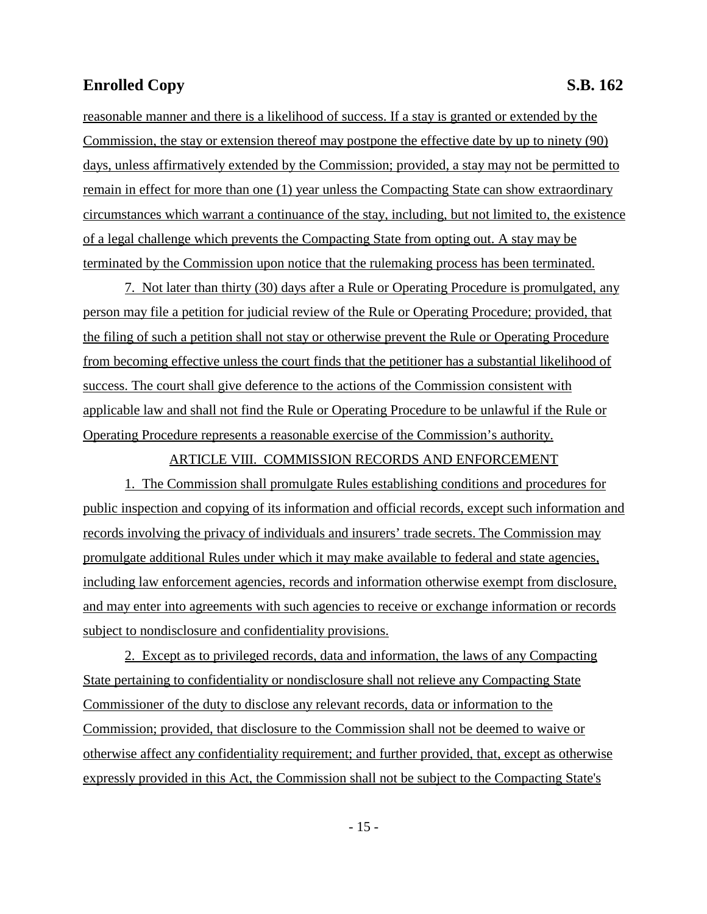reasonable manner and there is a likelihood of success. If a stay is granted or extended by the Commission, the stay or extension thereof may postpone the effective date by up to ninety (90) days, unless affirmatively extended by the Commission; provided, a stay may not be permitted to remain in effect for more than one (1) year unless the Compacting State can show extraordinary circumstances which warrant a continuance of the stay, including, but not limited to, the existence of a legal challenge which prevents the Compacting State from opting out. A stay may be terminated by the Commission upon notice that the rulemaking process has been terminated.

7. Not later than thirty (30) days after a Rule or Operating Procedure is promulgated, any person may file a petition for judicial review of the Rule or Operating Procedure; provided, that the filing of such a petition shall not stay or otherwise prevent the Rule or Operating Procedure from becoming effective unless the court finds that the petitioner has a substantial likelihood of success. The court shall give deference to the actions of the Commission consistent with applicable law and shall not find the Rule or Operating Procedure to be unlawful if the Rule or Operating Procedure represents a reasonable exercise of the Commission's authority.

ARTICLE VIII. COMMISSION RECORDS AND ENFORCEMENT

1. The Commission shall promulgate Rules establishing conditions and procedures for public inspection and copying of its information and official records, except such information and records involving the privacy of individuals and insurers' trade secrets. The Commission may promulgate additional Rules under which it may make available to federal and state agencies, including law enforcement agencies, records and information otherwise exempt from disclosure, and may enter into agreements with such agencies to receive or exchange information or records subject to nondisclosure and confidentiality provisions.

2. Except as to privileged records, data and information, the laws of any Compacting State pertaining to confidentiality or nondisclosure shall not relieve any Compacting State Commissioner of the duty to disclose any relevant records, data or information to the Commission; provided, that disclosure to the Commission shall not be deemed to waive or otherwise affect any confidentiality requirement; and further provided, that, except as otherwise expressly provided in this Act, the Commission shall not be subject to the Compacting State's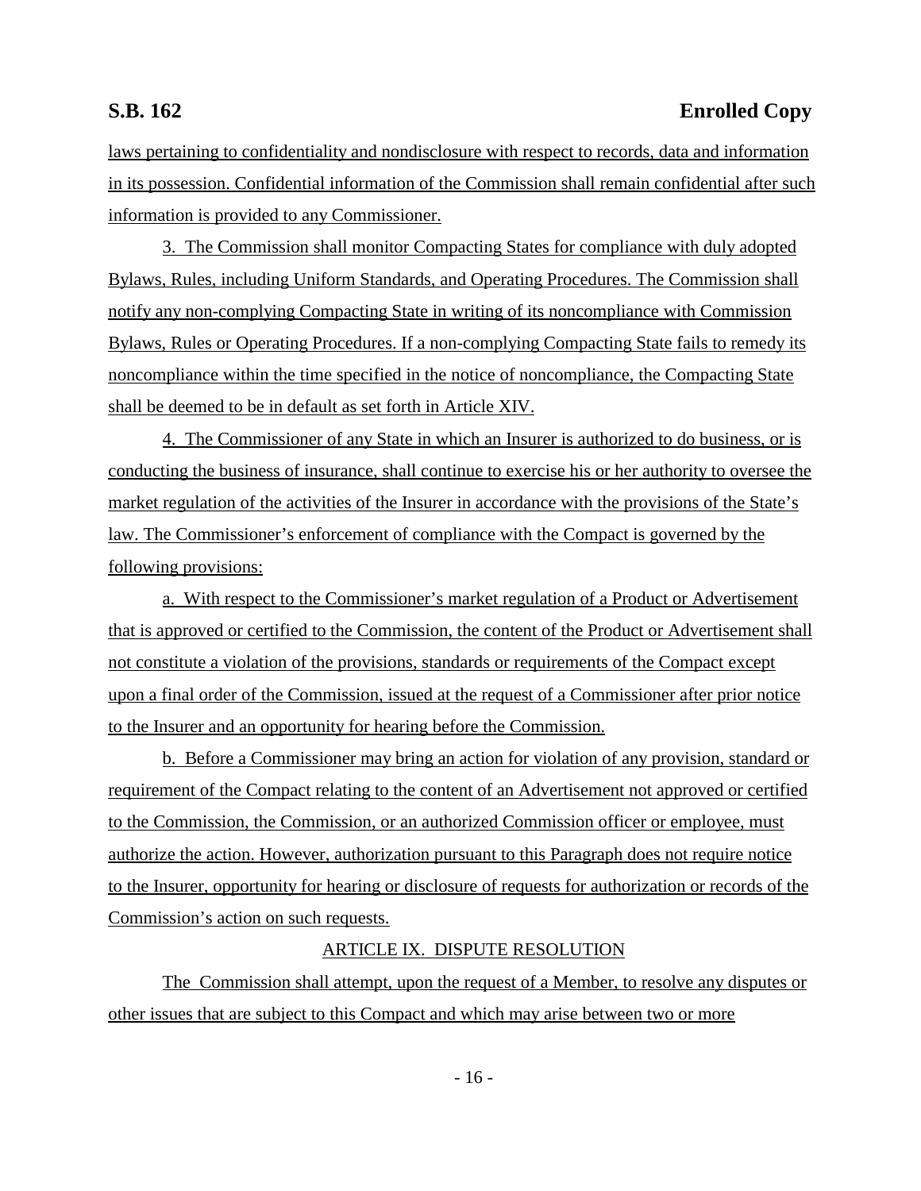laws pertaining to confidentiality and nondisclosure with respect to records, data and information in its possession. Confidential information of the Commission shall remain confidential after such information is provided to any Commissioner.

3. The Commission shall monitor Compacting States for compliance with duly adopted Bylaws, Rules, including Uniform Standards, and Operating Procedures. The Commission shall notify any non-complying Compacting State in writing of its noncompliance with Commission Bylaws, Rules or Operating Procedures. If a non-complying Compacting State fails to remedy its noncompliance within the time specified in the notice of noncompliance, the Compacting State shall be deemed to be in default as set forth in Article XIV.

4. The Commissioner of any State in which an Insurer is authorized to do business, or is conducting the business of insurance, shall continue to exercise his or her authority to oversee the market regulation of the activities of the Insurer in accordance with the provisions of the State's law. The Commissioner's enforcement of compliance with the Compact is governed by the following provisions:

a. With respect to the Commissioner's market regulation of a Product or Advertisement that is approved or certified to the Commission, the content of the Product or Advertisement shall not constitute a violation of the provisions, standards or requirements of the Compact except upon a final order of the Commission, issued at the request of a Commissioner after prior notice to the Insurer and an opportunity for hearing before the Commission.

b. Before a Commissioner may bring an action for violation of any provision, standard or requirement of the Compact relating to the content of an Advertisement not approved or certified to the Commission, the Commission, or an authorized Commission officer or employee, must authorize the action. However, authorization pursuant to this Paragraph does not require notice to the Insurer, opportunity for hearing or disclosure of requests for authorization or records of the Commission's action on such requests.

## ARTICLE IX. DISPUTE RESOLUTION

The Commission shall attempt, upon the request of a Member, to resolve any disputes or other issues that are subject to this Compact and which may arise between two or more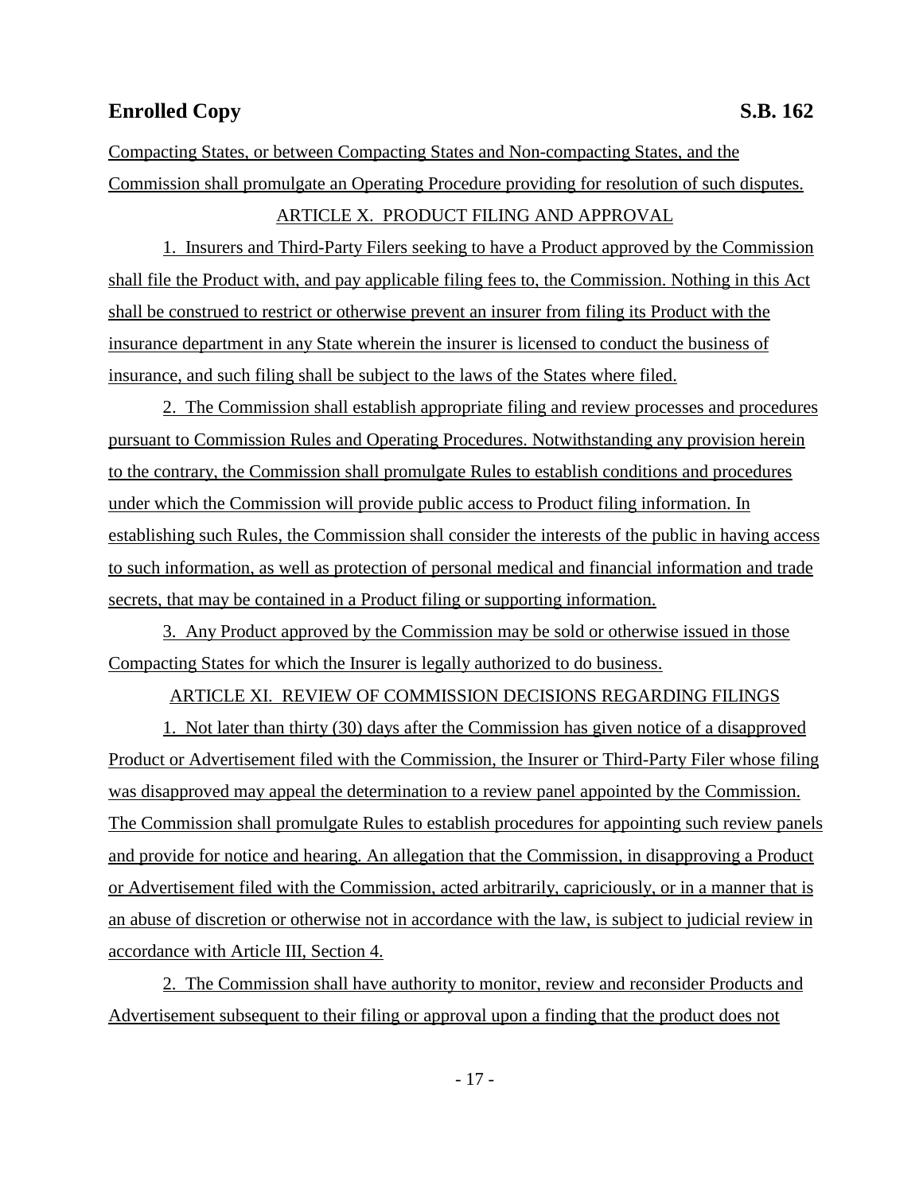Compacting States, or between Compacting States and Non-compacting States, and the Commission shall promulgate an Operating Procedure providing for resolution of such disputes.

ARTICLE X. PRODUCT FILING AND APPROVAL

1. Insurers and Third-Party Filers seeking to have a Product approved by the Commission shall file the Product with, and pay applicable filing fees to, the Commission. Nothing in this Act shall be construed to restrict or otherwise prevent an insurer from filing its Product with the insurance department in any State wherein the insurer is licensed to conduct the business of insurance, and such filing shall be subject to the laws of the States where filed.

2. The Commission shall establish appropriate filing and review processes and procedures pursuant to Commission Rules and Operating Procedures. Notwithstanding any provision herein to the contrary, the Commission shall promulgate Rules to establish conditions and procedures under which the Commission will provide public access to Product filing information. In establishing such Rules, the Commission shall consider the interests of the public in having access to such information, as well as protection of personal medical and financial information and trade secrets, that may be contained in a Product filing or supporting information.

3. Any Product approved by the Commission may be sold or otherwise issued in those Compacting States for which the Insurer is legally authorized to do business.

ARTICLE XI. REVIEW OF COMMISSION DECISIONS REGARDING FILINGS

1. Not later than thirty (30) days after the Commission has given notice of a disapproved Product or Advertisement filed with the Commission, the Insurer or Third-Party Filer whose filing was disapproved may appeal the determination to a review panel appointed by the Commission. The Commission shall promulgate Rules to establish procedures for appointing such review panels and provide for notice and hearing. An allegation that the Commission, in disapproving a Product or Advertisement filed with the Commission, acted arbitrarily, capriciously, or in a manner that is an abuse of discretion or otherwise not in accordance with the law, is subject to judicial review in accordance with Article III, Section 4.

2. The Commission shall have authority to monitor, review and reconsider Products and Advertisement subsequent to their filing or approval upon a finding that the product does not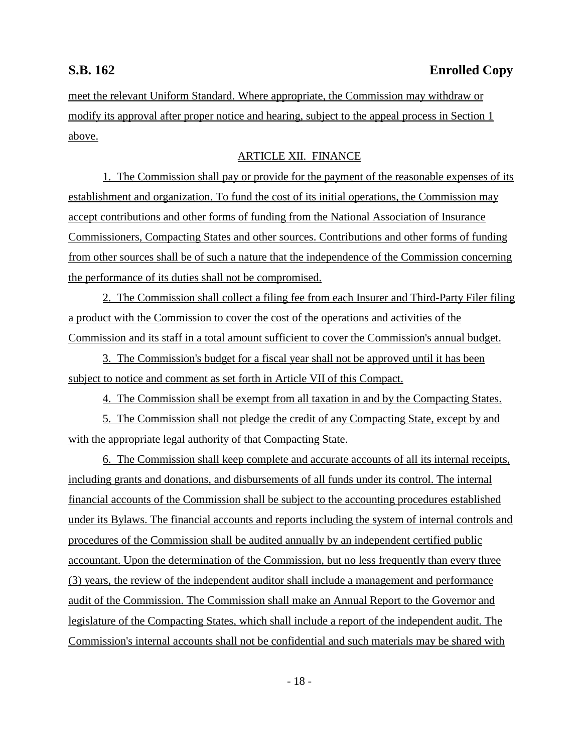meet the relevant Uniform Standard. Where appropriate, the Commission may withdraw or modify its approval after proper notice and hearing, subject to the appeal process in Section 1 above.

ARTICLE XII. FINANCE

1. The Commission shall pay or provide for the payment of the reasonable expenses of its establishment and organization. To fund the cost of its initial operations, the Commission may accept contributions and other forms of funding from the National Association of Insurance Commissioners, Compacting States and other sources. Contributions and other forms of funding from other sources shall be of such a nature that the independence of the Commission concerning the performance of its duties shall not be compromised.

2. The Commission shall collect a filing fee from each Insurer and Third-Party Filer filing a product with the Commission to cover the cost of the operations and activities of the Commission and its staff in a total amount sufficient to cover the Commission's annual budget.

3. The Commission's budget for a fiscal year shall not be approved until it has been subject to notice and comment as set forth in Article VII of this Compact.

4. The Commission shall be exempt from all taxation in and by the Compacting States.

5. The Commission shall not pledge the credit of any Compacting State, except by and with the appropriate legal authority of that Compacting State.

6. The Commission shall keep complete and accurate accounts of all its internal receipts, including grants and donations, and disbursements of all funds under its control. The internal financial accounts of the Commission shall be subject to the accounting procedures established under its Bylaws. The financial accounts and reports including the system of internal controls and procedures of the Commission shall be audited annually by an independent certified public accountant. Upon the determination of the Commission, but no less frequently than every three (3) years, the review of the independent auditor shall include a management and performance audit of the Commission. The Commission shall make an Annual Report to the Governor and legislature of the Compacting States, which shall include a report of the independent audit. The Commission's internal accounts shall not be confidential and such materials may be shared with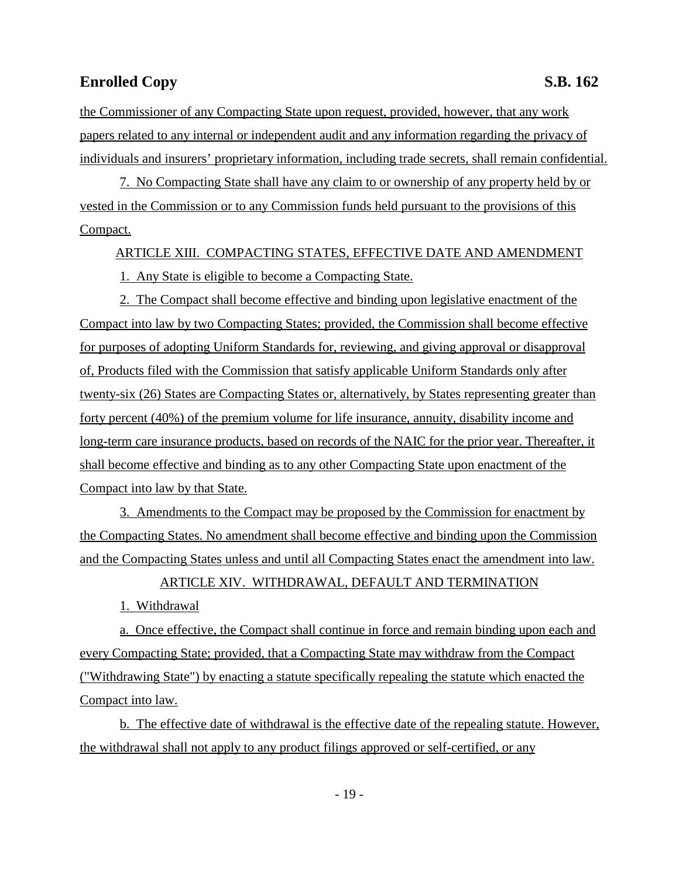the Commissioner of any Compacting State upon request, provided, however, that any work papers related to any internal or independent audit and any information regarding the privacy of individuals and insurers' proprietary information, including trade secrets, shall remain confidential.

7. No Compacting State shall have any claim to or ownership of any property held by or vested in the Commission or to any Commission funds held pursuant to the provisions of this Compact.

ARTICLE XIII. COMPACTING STATES, EFFECTIVE DATE AND AMENDMENT

1. Any State is eligible to become a Compacting State.

2. The Compact shall become effective and binding upon legislative enactment of the Compact into law by two Compacting States; provided, the Commission shall become effective for purposes of adopting Uniform Standards for, reviewing, and giving approval or disapproval of, Products filed with the Commission that satisfy applicable Uniform Standards only after twenty-six (26) States are Compacting States or, alternatively, by States representing greater than forty percent (40%) of the premium volume for life insurance, annuity, disability income and long-term care insurance products, based on records of the NAIC for the prior year. Thereafter, it shall become effective and binding as to any other Compacting State upon enactment of the Compact into law by that State.

3. Amendments to the Compact may be proposed by the Commission for enactment by the Compacting States. No amendment shall become effective and binding upon the Commission and the Compacting States unless and until all Compacting States enact the amendment into law.

ARTICLE XIV. WITHDRAWAL, DEFAULT AND TERMINATION

1. Withdrawal

a. Once effective, the Compact shall continue in force and remain binding upon each and every Compacting State; provided, that a Compacting State may withdraw from the Compact ("Withdrawing State") by enacting a statute specifically repealing the statute which enacted the Compact into law.

b. The effective date of withdrawal is the effective date of the repealing statute. However, the withdrawal shall not apply to any product filings approved or self-certified, or any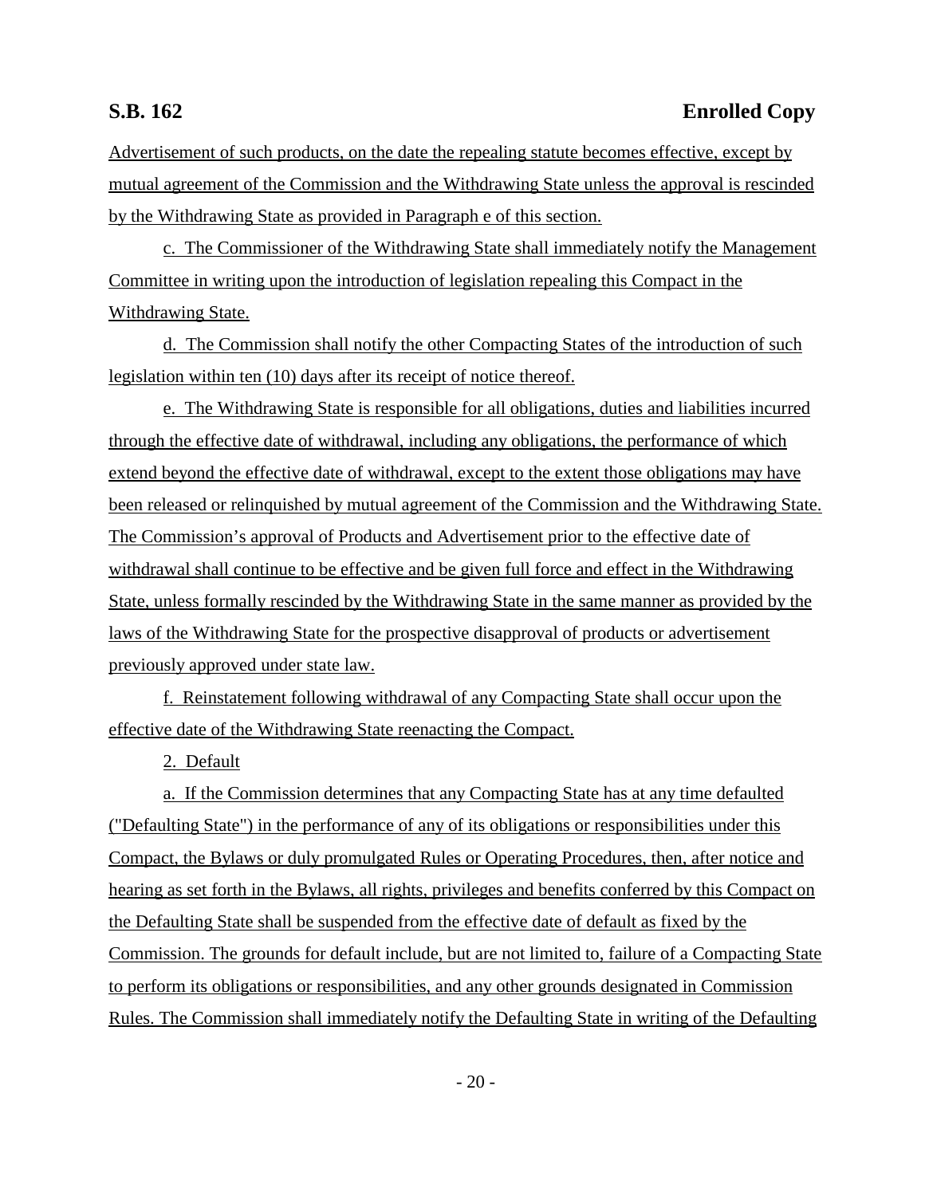Advertisement of such products, on the date the repealing statute becomes effective, except by mutual agreement of the Commission and the Withdrawing State unless the approval is rescinded by the Withdrawing State as provided in Paragraph e of this section.

c. The Commissioner of the Withdrawing State shall immediately notify the Management Committee in writing upon the introduction of legislation repealing this Compact in the Withdrawing State.

d. The Commission shall notify the other Compacting States of the introduction of such legislation within ten (10) days after its receipt of notice thereof.

e. The Withdrawing State is responsible for all obligations, duties and liabilities incurred through the effective date of withdrawal, including any obligations, the performance of which extend beyond the effective date of withdrawal, except to the extent those obligations may have been released or relinquished by mutual agreement of the Commission and the Withdrawing State. The Commission's approval of Products and Advertisement prior to the effective date of withdrawal shall continue to be effective and be given full force and effect in the Withdrawing State, unless formally rescinded by the Withdrawing State in the same manner as provided by the laws of the Withdrawing State for the prospective disapproval of products or advertisement previously approved under state law.

f. Reinstatement following withdrawal of any Compacting State shall occur upon the effective date of the Withdrawing State reenacting the Compact.

2. Default

a. If the Commission determines that any Compacting State has at any time defaulted ("Defaulting State") in the performance of any of its obligations or responsibilities under this Compact, the Bylaws or duly promulgated Rules or Operating Procedures, then, after notice and hearing as set forth in the Bylaws, all rights, privileges and benefits conferred by this Compact on the Defaulting State shall be suspended from the effective date of default as fixed by the Commission. The grounds for default include, but are not limited to, failure of a Compacting State to perform its obligations or responsibilities, and any other grounds designated in Commission Rules. The Commission shall immediately notify the Defaulting State in writing of the Defaulting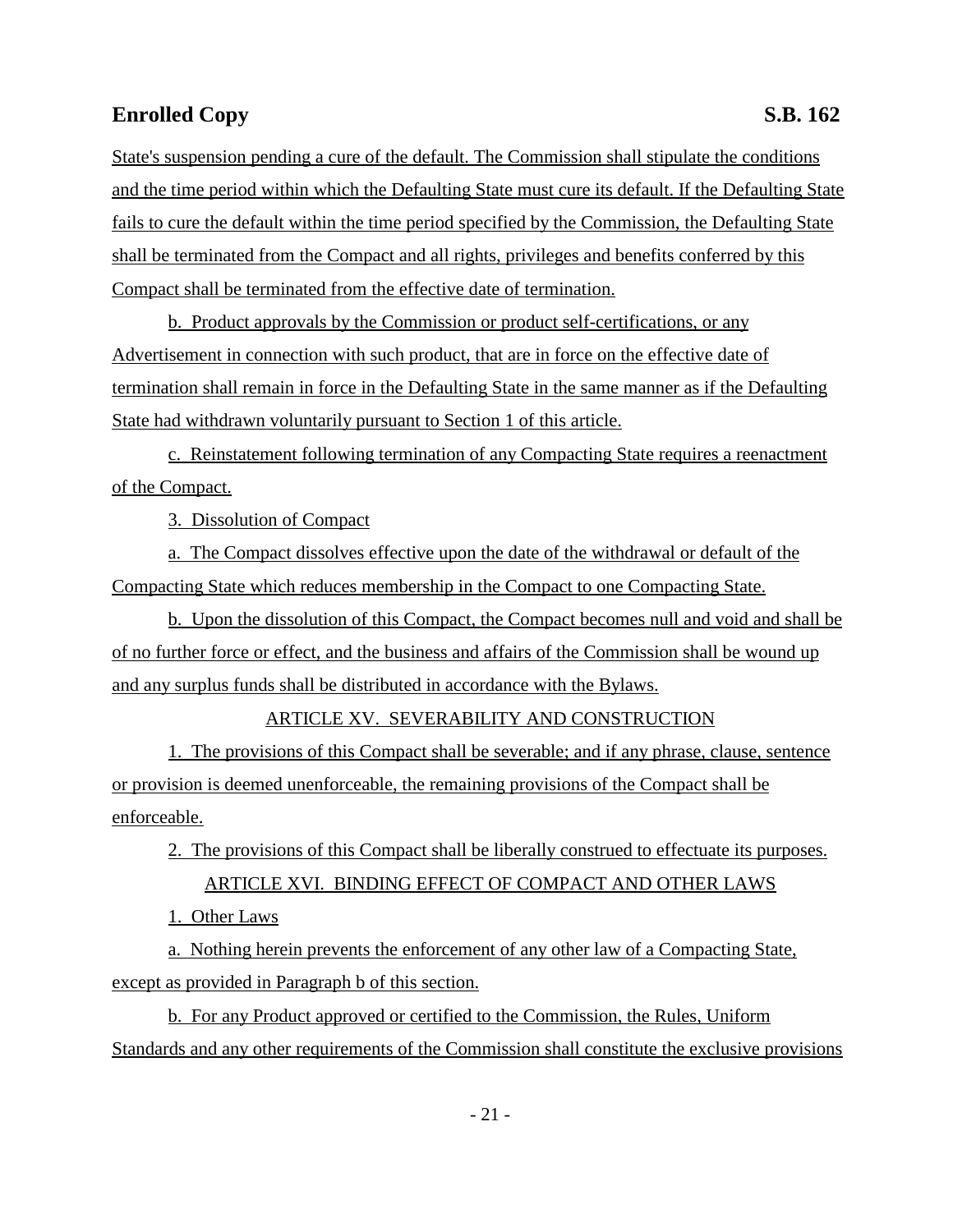State's suspension pending a cure of the default. The Commission shall stipulate the conditions and the time period within which the Defaulting State must cure its default. If the Defaulting State fails to cure the default within the time period specified by the Commission, the Defaulting State shall be terminated from the Compact and all rights, privileges and benefits conferred by this Compact shall be terminated from the effective date of termination.

b. Product approvals by the Commission or product self-certifications, or any Advertisement in connection with such product, that are in force on the effective date of termination shall remain in force in the Defaulting State in the same manner as if the Defaulting State had withdrawn voluntarily pursuant to Section 1 of this article.

c. Reinstatement following termination of any Compacting State requires a reenactment of the Compact.

3. Dissolution of Compact

a. The Compact dissolves effective upon the date of the withdrawal or default of the Compacting State which reduces membership in the Compact to one Compacting State.

b. Upon the dissolution of this Compact, the Compact becomes null and void and shall be of no further force or effect, and the business and affairs of the Commission shall be wound up and any surplus funds shall be distributed in accordance with the Bylaws.

ARTICLE XV. SEVERABILITY AND CONSTRUCTION

1. The provisions of this Compact shall be severable; and if any phrase, clause, sentence or provision is deemed unenforceable, the remaining provisions of the Compact shall be enforceable.

2. The provisions of this Compact shall be liberally construed to effectuate its purposes.

ARTICLE XVI. BINDING EFFECT OF COMPACT AND OTHER LAWS

1. Other Laws

a. Nothing herein prevents the enforcement of any other law of a Compacting State, except as provided in Paragraph b of this section.

b. For any Product approved or certified to the Commission, the Rules, Uniform Standards and any other requirements of the Commission shall constitute the exclusive provisions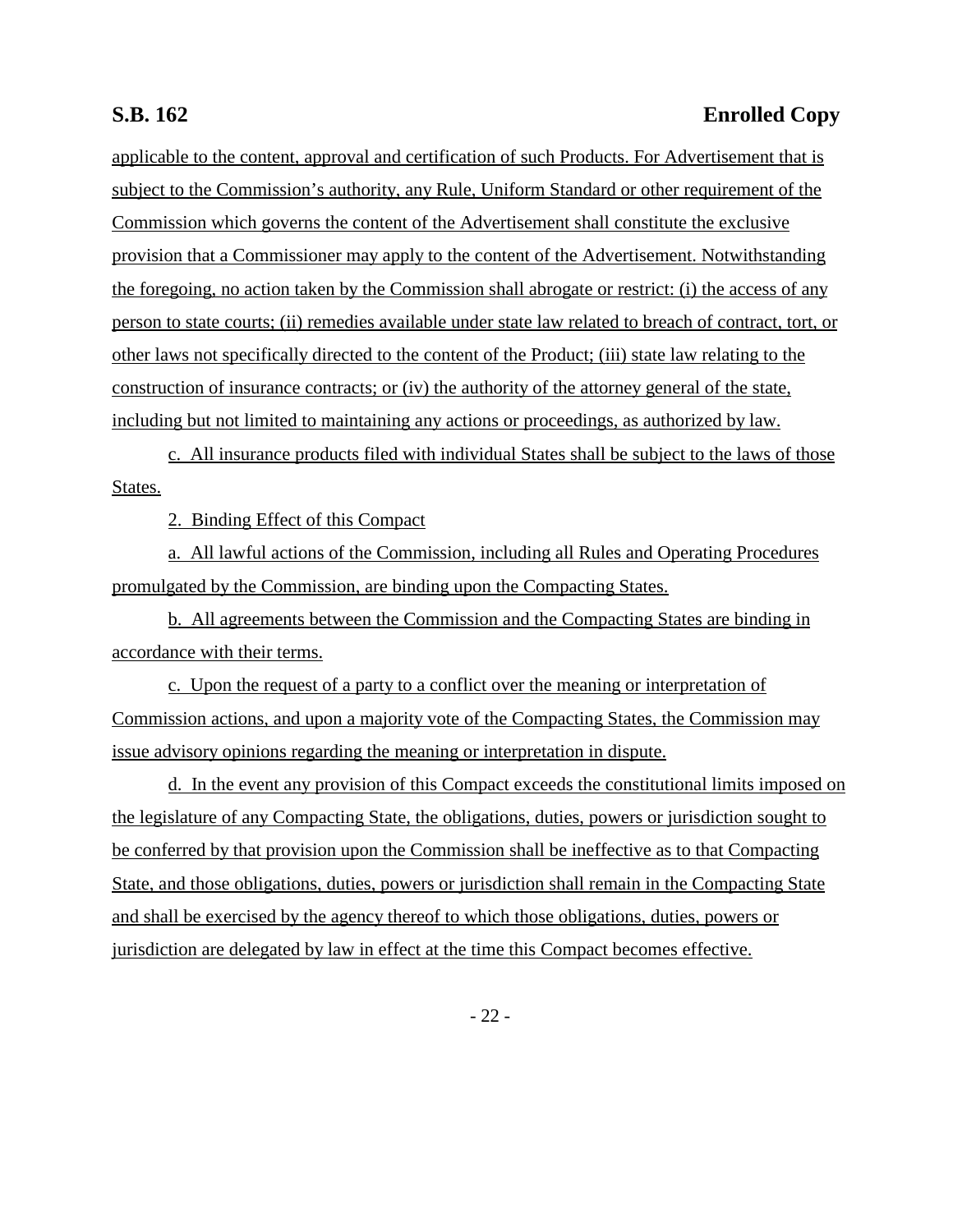applicable to the content, approval and certification of such Products. For Advertisement that is subject to the Commission's authority, any Rule, Uniform Standard or other requirement of the Commission which governs the content of the Advertisement shall constitute the exclusive provision that a Commissioner may apply to the content of the Advertisement. Notwithstanding the foregoing, no action taken by the Commission shall abrogate or restrict: (i) the access of any person to state courts; (ii) remedies available under state law related to breach of contract, tort, or other laws not specifically directed to the content of the Product; (iii) state law relating to the construction of insurance contracts; or (iv) the authority of the attorney general of the state, including but not limited to maintaining any actions or proceedings, as authorized by law.

c. All insurance products filed with individual States shall be subject to the laws of those States.

2. Binding Effect of this Compact

a. All lawful actions of the Commission, including all Rules and Operating Procedures promulgated by the Commission, are binding upon the Compacting States.

b. All agreements between the Commission and the Compacting States are binding in accordance with their terms.

c. Upon the request of a party to a conflict over the meaning or interpretation of Commission actions, and upon a majority vote of the Compacting States, the Commission may issue advisory opinions regarding the meaning or interpretation in dispute.

d. In the event any provision of this Compact exceeds the constitutional limits imposed on the legislature of any Compacting State, the obligations, duties, powers or jurisdiction sought to be conferred by that provision upon the Commission shall be ineffective as to that Compacting State, and those obligations, duties, powers or jurisdiction shall remain in the Compacting State and shall be exercised by the agency thereof to which those obligations, duties, powers or jurisdiction are delegated by law in effect at the time this Compact becomes effective.